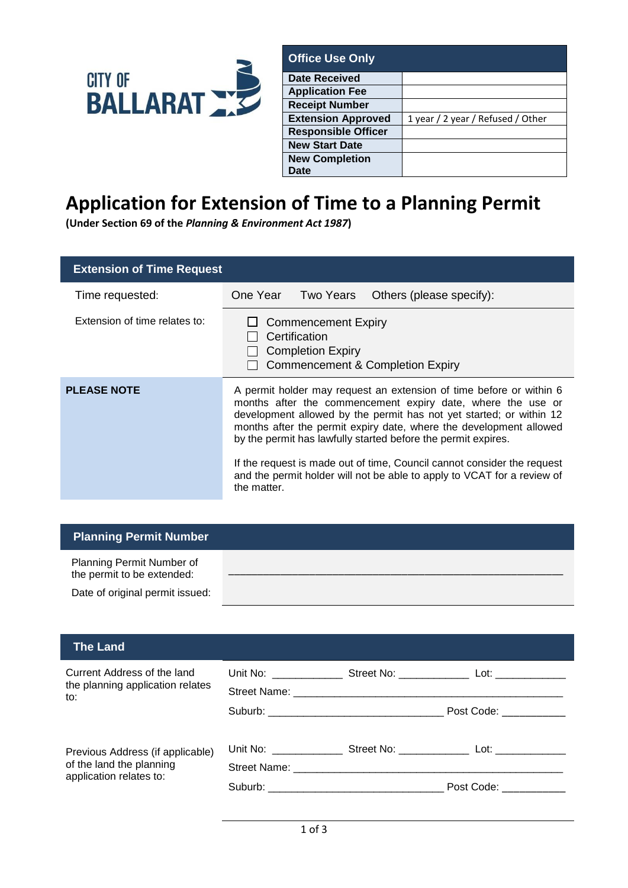CITY OF BALLARAT

| Office Use Only | |
|---|---|
| **Date Received** | |
| **Application Fee** | |
| **Receipt Number** | |
| **Extension Approved** | 1 year / 2 year / Refused / Other |
| **Responsible Officer** | |
| **New Start Date** | |
| **New Completion Date** | |

# Application for Extension of Time to a Planning Permit

**(Under Section 69 of the *Planning & Environment Act 1987*)**

## Extension of Time Request

| | |
|---|---|
| Time requested: | One Year  Two Years  Others (please specify): |
| Extension of time relates to: | ☐ Commencement Expiry<br>☐ Certification<br>☐ Completion Expiry<br>☐ Commencement & Completion Expiry |
| **PLEASE NOTE** | A permit holder may request an extension of time before or within 6 months after the commencement expiry date, where the use or development allowed by the permit has not yet started; or within 12 months after the permit expiry date, where the development allowed by the permit has lawfully started before the permit expires.<br><br>If the request is made out of time, Council cannot consider the request and the permit holder will not be able to apply to VCAT for a review of the matter. |

## Planning Permit Number

| | |
|---|---|
| Planning Permit Number of the permit to be extended: | ______________________________________________ |
| Date of original permit issued: | |

## The Land

| | |
|---|---|
| Current Address of the land the planning application relates to: | Unit No: ___________ Street No: ___________ Lot: ___________<br>Street Name: ________________________________________<br>Suburb: ___________________________ Post Code: __________ |
| Previous Address (if applicable) of the land the planning application relates to: | Unit No: ___________ Street No: ___________ Lot: ___________<br>Street Name: ________________________________________<br>Suburb: ___________________________ Post Code: __________ |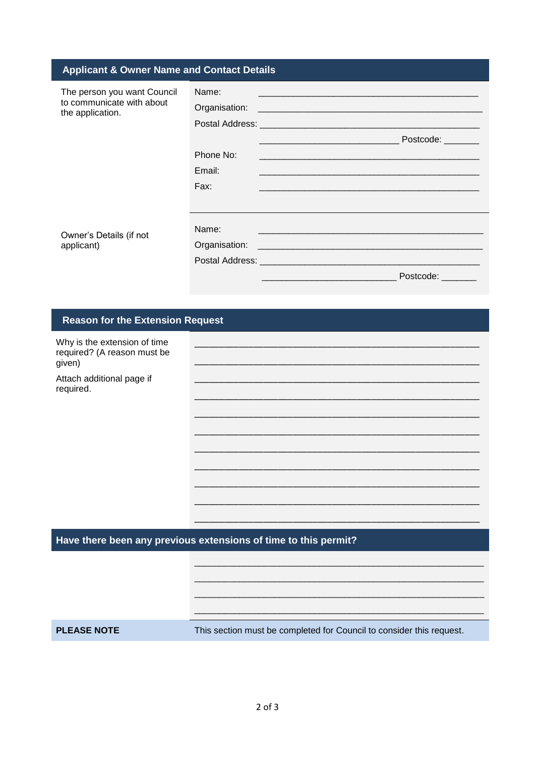## Applicant & Owner Name and Contact Details

| | |
|---|---|
| The person you want Council to communicate with about the application. | Name: ______________________________ |
| | Organisation: ______________________________ |
| | Postal Address: ______________________________ |
| | ______________________ Postcode: _______ |
| | Phone No: ______________________________ |
| | Email: ______________________________ |
| | Fax: ______________________________ |
| Owner's Details (if not applicant) | Name: ______________________________ |
| | Organisation: ______________________________ |
| | Postal Address: ______________________________ |
| | ______________________ Postcode: _______ |

## Reason for the Extension Request

| | |
|---|---|
| Why is the extension of time required? (A reason must be given)<br><br>Attach additional page if required. | ______________________________ |
| | ______________________________ |
| | ______________________________ |
| | ______________________________ |
| | ______________________________ |
| | ______________________________ |
| | ______________________________ |
| | ______________________________ |
| | ______________________________ |
| | ______________________________ |
| | ______________________________ |

## Have there been any previous extensions of time to this permit?

| | |
|---|---|
| | ______________________________ |
| | ______________________________ |
| | ______________________________ |
| | ______________________________ |
| **PLEASE NOTE** | This section must be completed for Council to consider this request. |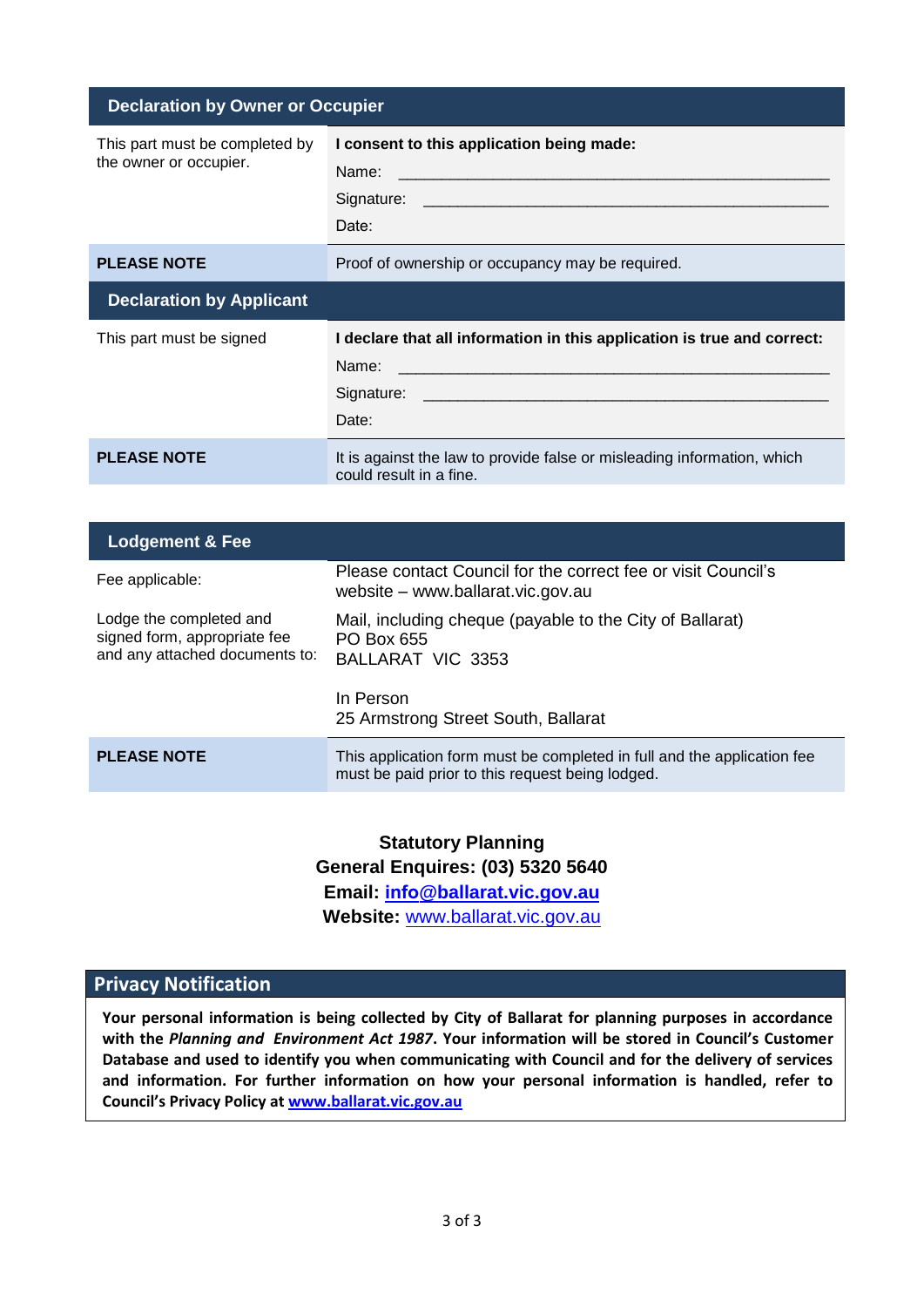| Declaration by Owner or Occupier | |
|---|---|
| This part must be completed by the owner or occupier. | **I consent to this application being made:**<br>Name: ___________________________________________<br>Signature: ________________________________________<br>Date: |
| **PLEASE NOTE** | Proof of ownership or occupancy may be required. |

| Declaration by Applicant | |
|---|---|
| This part must be signed | **I declare that all information in this application is true and correct:**<br>Name: ___________________________________________<br>Signature: ________________________________________<br>Date: |
| **PLEASE NOTE** | It is against the law to provide false or misleading information, which could result in a fine. |

| Lodgement & Fee | |
|---|---|
| Fee applicable: | Please contact Council for the correct fee or visit Council's website – www.ballarat.vic.gov.au |
| Lodge the completed and signed form, appropriate fee and any attached documents to: | Mail, including cheque (payable to the City of Ballarat)<br>PO Box 655<br>BALLARAT VIC 3353<br><br>In Person<br>25 Armstrong Street South, Ballarat |
| **PLEASE NOTE** | This application form must be completed in full and the application fee must be paid prior to this request being lodged. |

**Statistical Planning**

**Statutory Planning**
**General Enquires: (03) 5320 5640**
**Email: info@ballarat.vic.gov.au**
**Website:** www.ballarat.vic.gov.au

## Privacy Notification

**Your personal information is being collected by City of Ballarat for planning purposes in accordance with the *Planning and Environment Act 1987*. Your information will be stored in Council's Customer Database and used to identify you when communicating with Council and for the delivery of services and information. For further information on how your personal information is handled, refer to Council's Privacy Policy at www.ballarat.vic.gov.au**